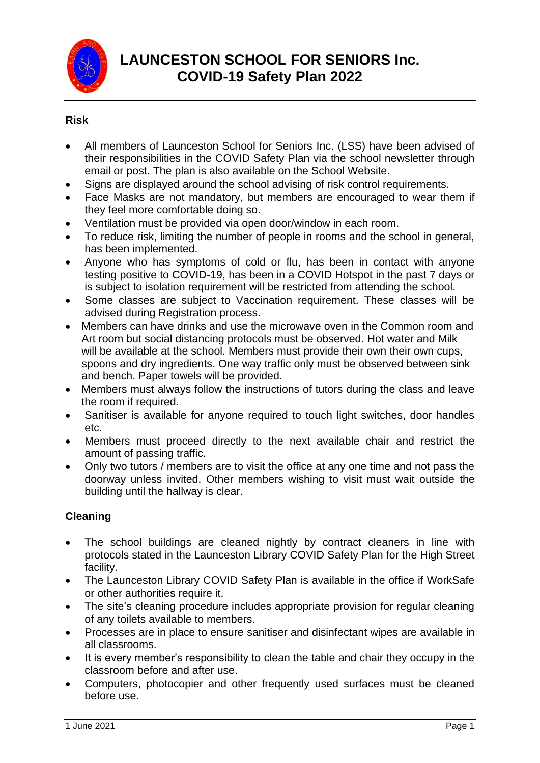# LAUNCESTON SCHOOL FOR SENIORS Inc.
# COVID-19 Safety Plan 2022

## Risk

- All members of Launceston School for Seniors Inc. (LSS) have been advised of their responsibilities in the COVID Safety Plan via the school newsletter through email or post. The plan is also available on the School Website.
- Signs are displayed around the school advising of risk control requirements.
- Face Masks are not mandatory, but members are encouraged to wear them if they feel more comfortable doing so.
- Ventilation must be provided via open door/window in each room.
- To reduce risk, limiting the number of people in rooms and the school in general, has been implemented.
- Anyone who has symptoms of cold or flu, has been in contact with anyone testing positive to COVID-19, has been in a COVID Hotspot in the past 7 days or is subject to isolation requirement will be restricted from attending the school.
- Some classes are subject to Vaccination requirement. These classes will be advised during Registration process.
- Members can have drinks and use the microwave oven in the Common room and Art room but social distancing protocols must be observed. Hot water and Milk will be available at the school. Members must provide their own their own cups, spoons and dry ingredients. One way traffic only must be observed between sink and bench. Paper towels will be provided.
- Members must always follow the instructions of tutors during the class and leave the room if required.
- Sanitiser is available for anyone required to touch light switches, door handles etc.
- Members must proceed directly to the next available chair and restrict the amount of passing traffic.
- Only two tutors / members are to visit the office at any one time and not pass the doorway unless invited. Other members wishing to visit must wait outside the building until the hallway is clear.

## Cleaning

- The school buildings are cleaned nightly by contract cleaners in line with protocols stated in the Launceston Library COVID Safety Plan for the High Street facility.
- The Launceston Library COVID Safety Plan is available in the office if WorkSafe or other authorities require it.
- The site's cleaning procedure includes appropriate provision for regular cleaning of any toilets available to members.
- Processes are in place to ensure sanitiser and disinfectant wipes are available in all classrooms.
- It is every member's responsibility to clean the table and chair they occupy in the classroom before and after use.
- Computers, photocopier and other frequently used surfaces must be cleaned before use.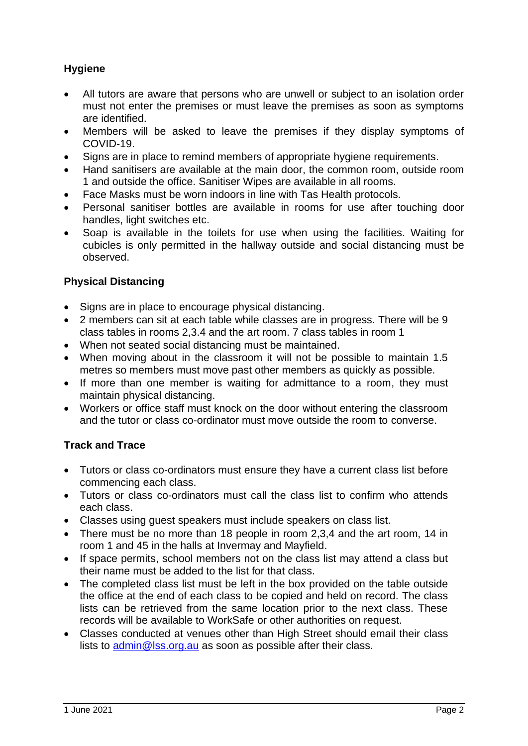## Hygiene

- All tutors are aware that persons who are unwell or subject to an isolation order must not enter the premises or must leave the premises as soon as symptoms are identified.
- Members will be asked to leave the premises if they display symptoms of COVID-19.
- Signs are in place to remind members of appropriate hygiene requirements.
- Hand sanitisers are available at the main door, the common room, outside room 1 and outside the office. Sanitiser Wipes are available in all rooms.
- Face Masks must be worn indoors in line with Tas Health protocols.
- Personal sanitiser bottles are available in rooms for use after touching door handles, light switches etc.
- Soap is available in the toilets for use when using the facilities. Waiting for cubicles is only permitted in the hallway outside and social distancing must be observed.

## Physical Distancing

- Signs are in place to encourage physical distancing.
- 2 members can sit at each table while classes are in progress. There will be 9 class tables in rooms 2,3.4 and the art room. 7 class tables in room 1
- When not seated social distancing must be maintained.
- When moving about in the classroom it will not be possible to maintain 1.5 metres so members must move past other members as quickly as possible.
- If more than one member is waiting for admittance to a room, they must maintain physical distancing.
- Workers or office staff must knock on the door without entering the classroom and the tutor or class co-ordinator must move outside the room to converse.

## Track and Trace

- Tutors or class co-ordinators must ensure they have a current class list before commencing each class.
- Tutors or class co-ordinators must call the class list to confirm who attends each class.
- Classes using guest speakers must include speakers on class list.
- There must be no more than 18 people in room 2,3,4 and the art room, 14 in room 1 and 45 in the halls at Invermay and Mayfield.
- If space permits, school members not on the class list may attend a class but their name must be added to the list for that class.
- The completed class list must be left in the box provided on the table outside the office at the end of each class to be copied and held on record. The class lists can be retrieved from the same location prior to the next class. These records will be available to WorkSafe or other authorities on request.
- Classes conducted at venues other than High Street should email their class lists to admin@lss.org.au as soon as possible after their class.

1 June 2021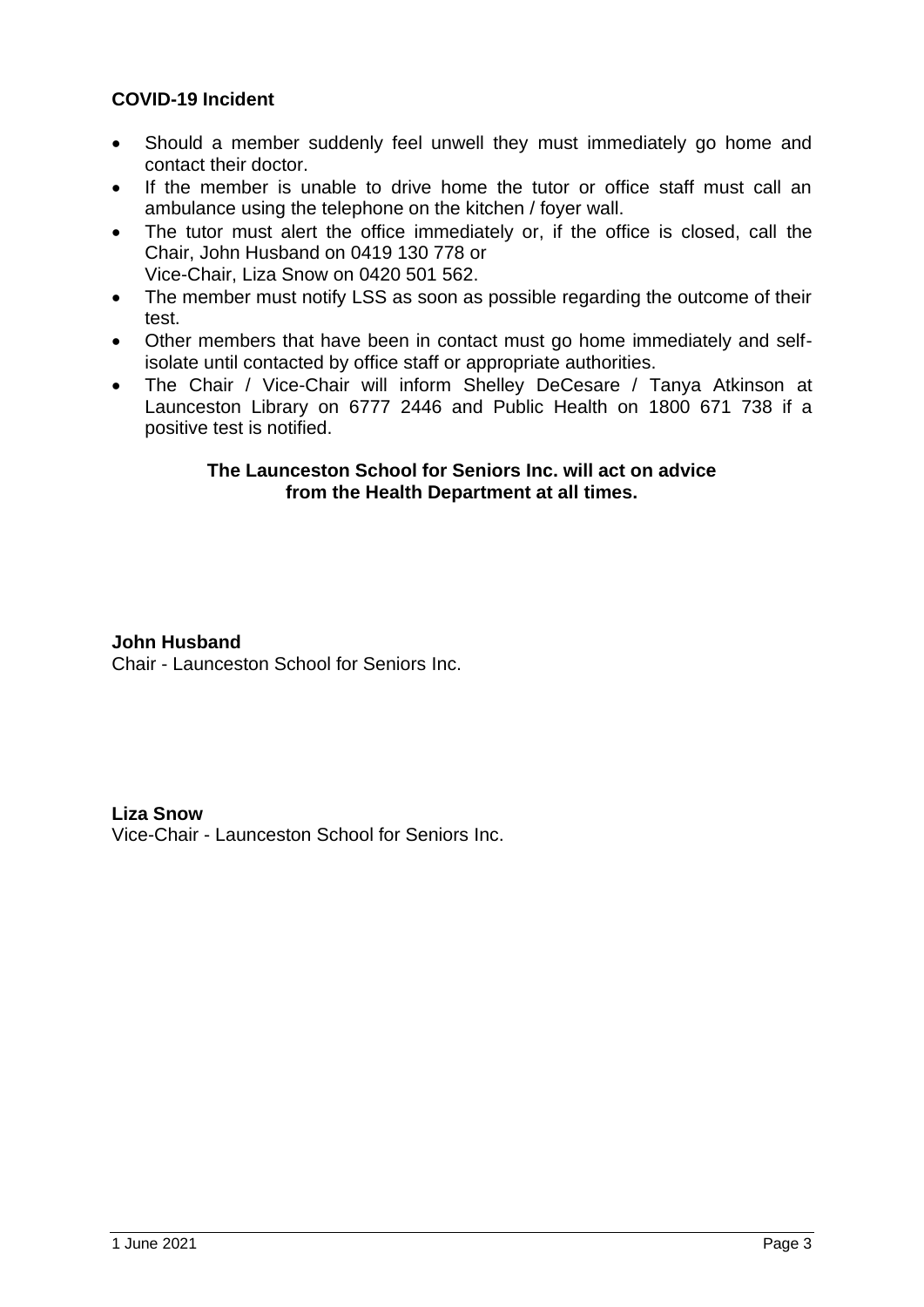**COVID-19 Incident**

- Should a member suddenly feel unwell they must immediately go home and contact their doctor.
- If the member is unable to drive home the tutor or office staff must call an ambulance using the telephone on the kitchen / foyer wall.
- The tutor must alert the office immediately or, if the office is closed, call the Chair, John Husband on 0419 130 778 or Vice-Chair, Liza Snow on 0420 501 562.
- The member must notify LSS as soon as possible regarding the outcome of their test.
- Other members that have been in contact must go home immediately and self-isolate until contacted by office staff or appropriate authorities.
- The Chair / Vice-Chair will inform Shelley DeCesare / Tanya Atkinson at Launceston Library on 6777 2446 and Public Health on 1800 671 738 if a positive test is notified.

**The Launceston School for Seniors Inc. will act on advice from the Health Department at all times.**

**John Husband**
Chair - Launceston School for Seniors Inc.

**Liza Snow**
Vice-Chair - Launceston School for Seniors Inc.

1 June 2021